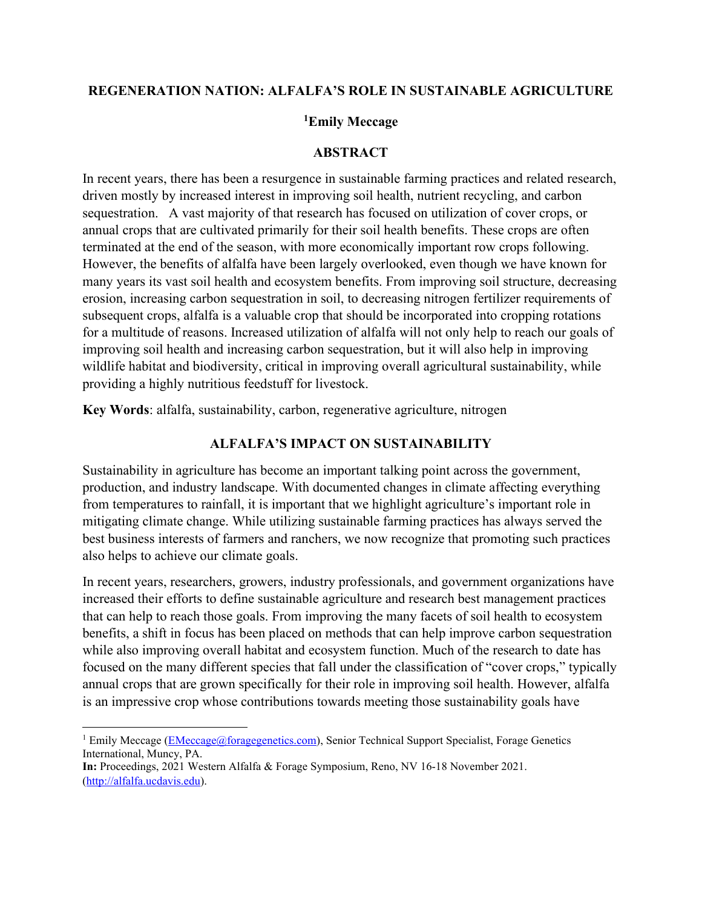# REGENERATION NATION: ALFALFA'S ROLE IN SUSTAINABLE AGRICULTURE

**[1]Emily Meccage**

## ABSTRACT

In recent years, there has been a resurgence in sustainable farming practices and related research, driven mostly by increased interest in improving soil health, nutrient recycling, and carbon sequestration. A vast majority of that research has focused on utilization of cover crops, or annual crops that are cultivated primarily for their soil health benefits. These crops are often terminated at the end of the season, with more economically important row crops following. However, the benefits of alfalfa have been largely overlooked, even though we have known for many years its vast soil health and ecosystem benefits. From improving soil structure, decreasing erosion, increasing carbon sequestration in soil, to decreasing nitrogen fertilizer requirements of subsequent crops, alfalfa is a valuable crop that should be incorporated into cropping rotations for a multitude of reasons. Increased utilization of alfalfa will not only help to reach our goals of improving soil health and increasing carbon sequestration, but it will also help in improving wildlife habitat and biodiversity, critical in improving overall agricultural sustainability, while providing a highly nutritious feedstuff for livestock.

**Key Words**: alfalfa, sustainability, carbon, regenerative agriculture, nitrogen

## ALFALFA'S IMPACT ON SUSTAINABILITY

Sustainability in agriculture has become an important talking point across the government, production, and industry landscape. With documented changes in climate affecting everything from temperatures to rainfall, it is important that we highlight agriculture's important role in mitigating climate change. While utilizing sustainable farming practices has always served the best business interests of farmers and ranchers, we now recognize that promoting such practices also helps to achieve our climate goals.

In recent years, researchers, growers, industry professionals, and government organizations have increased their efforts to define sustainable agriculture and research best management practices that can help to reach those goals. From improving the many facets of soil health to ecosystem benefits, a shift in focus has been placed on methods that can help improve carbon sequestration while also improving overall habitat and ecosystem function. Much of the research to date has focused on the many different species that fall under the classification of "cover crops," typically annual crops that are grown specifically for their role in improving soil health. However, alfalfa is an impressive crop whose contributions towards meeting those sustainability goals have

---

[1] Emily Meccage (EMeccage@foragegenetics.com), Senior Technical Support Specialist, Forage Genetics International, Muncy, PA.

**In:** Proceedings, 2021 Western Alfalfa & Forage Symposium, Reno, NV 16-18 November 2021. (http://alfalfa.ucdavis.edu).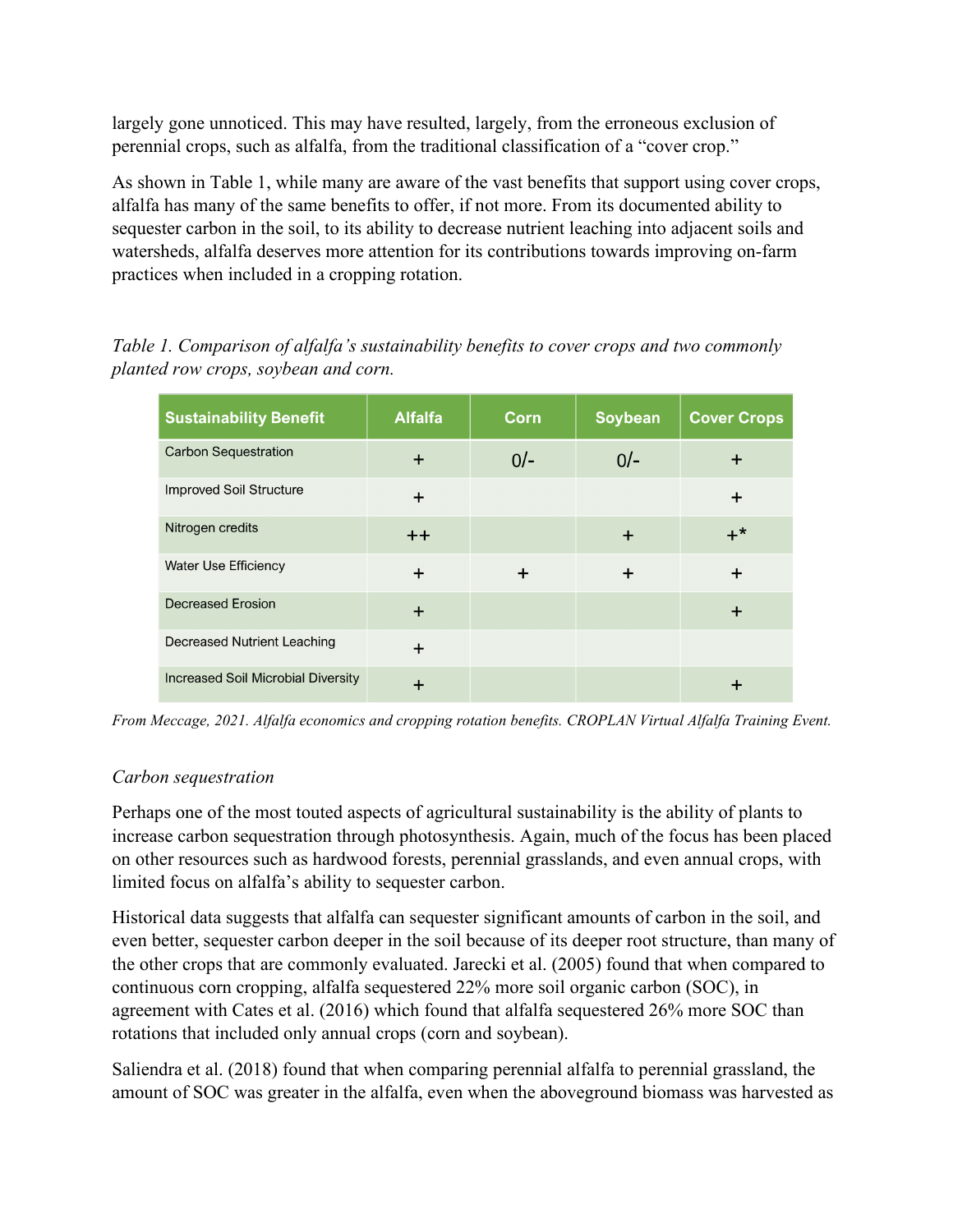largely gone unnoticed. This may have resulted, largely, from the erroneous exclusion of perennial crops, such as alfalfa, from the traditional classification of a "cover crop."

As shown in Table 1, while many are aware of the vast benefits that support using cover crops, alfalfa has many of the same benefits to offer, if not more. From its documented ability to sequester carbon in the soil, to its ability to decrease nutrient leaching into adjacent soils and watersheds, alfalfa deserves more attention for its contributions towards improving on-farm practices when included in a cropping rotation.

*Table 1. Comparison of alfalfa's sustainability benefits to cover crops and two commonly planted row crops, soybean and corn.*

| Sustainability Benefit | Alfalfa | Corn | Soybean | Cover Crops |
|---|---|---|---|---|
| Carbon Sequestration | + | 0/- | 0/- | + |
| Improved Soil Structure | + | | | + |
| Nitrogen credits | ++ | | + | +* |
| Water Use Efficiency | + | + | + | + |
| Decreased Erosion | + | | | + |
| Decreased Nutrient Leaching | + | | | |
| Increased Soil Microbial Diversity | + | | | + |

*From Meccage, 2021. Alfalfa economics and cropping rotation benefits. CROPLAN Virtual Alfalfa Training Event.*

### *Carbon sequestration*

Perhaps one of the most touted aspects of agricultural sustainability is the ability of plants to increase carbon sequestration through photosynthesis. Again, much of the focus has been placed on other resources such as hardwood forests, perennial grasslands, and even annual crops, with limited focus on alfalfa's ability to sequester carbon.

Historical data suggests that alfalfa can sequester significant amounts of carbon in the soil, and even better, sequester carbon deeper in the soil because of its deeper root structure, than many of the other crops that are commonly evaluated. Jarecki et al. (2005) found that when compared to continuous corn cropping, alfalfa sequestered 22% more soil organic carbon (SOC), in agreement with Cates et al. (2016) which found that alfalfa sequestered 26% more SOC than rotations that included only annual crops (corn and soybean).

Saliendra et al. (2018) found that when comparing perennial alfalfa to perennial grassland, the amount of SOC was greater in the alfalfa, even when the aboveground biomass was harvested as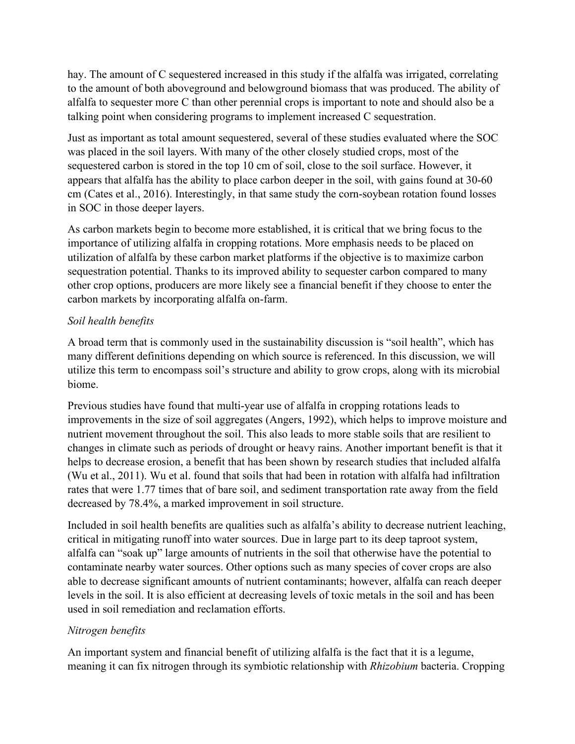hay. The amount of C sequestered increased in this study if the alfalfa was irrigated, correlating to the amount of both aboveground and belowground biomass that was produced. The ability of alfalfa to sequester more C than other perennial crops is important to note and should also be a talking point when considering programs to implement increased C sequestration.

Just as important as total amount sequestered, several of these studies evaluated where the SOC was placed in the soil layers. With many of the other closely studied crops, most of the sequestered carbon is stored in the top 10 cm of soil, close to the soil surface. However, it appears that alfalfa has the ability to place carbon deeper in the soil, with gains found at 30-60 cm (Cates et al., 2016). Interestingly, in that same study the corn-soybean rotation found losses in SOC in those deeper layers.

As carbon markets begin to become more established, it is critical that we bring focus to the importance of utilizing alfalfa in cropping rotations. More emphasis needs to be placed on utilization of alfalfa by these carbon market platforms if the objective is to maximize carbon sequestration potential. Thanks to its improved ability to sequester carbon compared to many other crop options, producers are more likely see a financial benefit if they choose to enter the carbon markets by incorporating alfalfa on-farm.

*Soil health benefits*

A broad term that is commonly used in the sustainability discussion is "soil health", which has many different definitions depending on which source is referenced. In this discussion, we will utilize this term to encompass soil's structure and ability to grow crops, along with its microbial biome.

Previous studies have found that multi-year use of alfalfa in cropping rotations leads to improvements in the size of soil aggregates (Angers, 1992), which helps to improve moisture and nutrient movement throughout the soil. This also leads to more stable soils that are resilient to changes in climate such as periods of drought or heavy rains. Another important benefit is that it helps to decrease erosion, a benefit that has been shown by research studies that included alfalfa (Wu et al., 2011). Wu et al. found that soils that had been in rotation with alfalfa had infiltration rates that were 1.77 times that of bare soil, and sediment transportation rate away from the field decreased by 78.4%, a marked improvement in soil structure.

Included in soil health benefits are qualities such as alfalfa's ability to decrease nutrient leaching, critical in mitigating runoff into water sources. Due in large part to its deep taproot system, alfalfa can "soak up" large amounts of nutrients in the soil that otherwise have the potential to contaminate nearby water sources. Other options such as many species of cover crops are also able to decrease significant amounts of nutrient contaminants; however, alfalfa can reach deeper levels in the soil. It is also efficient at decreasing levels of toxic metals in the soil and has been used in soil remediation and reclamation efforts.

*Nitrogen benefits*

An important system and financial benefit of utilizing alfalfa is the fact that it is a legume, meaning it can fix nitrogen through its symbiotic relationship with *Rhizobium* bacteria. Cropping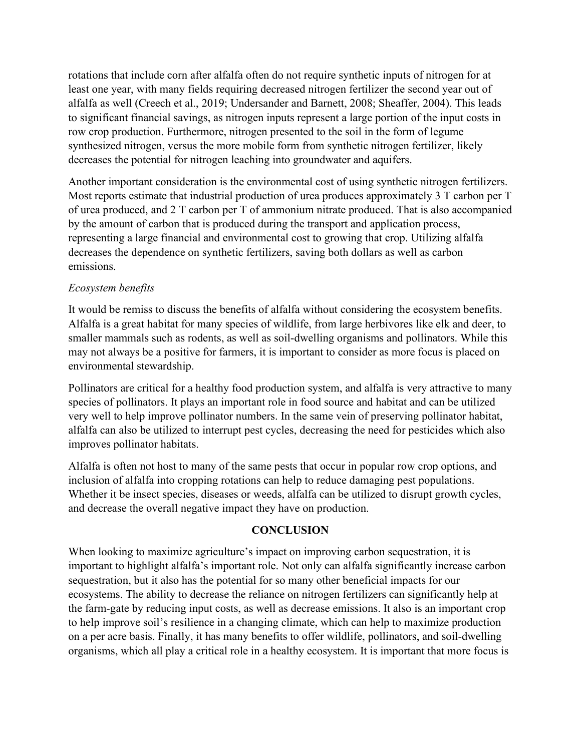rotations that include corn after alfalfa often do not require synthetic inputs of nitrogen for at least one year, with many fields requiring decreased nitrogen fertilizer the second year out of alfalfa as well (Creech et al., 2019; Undersander and Barnett, 2008; Sheaffer, 2004). This leads to significant financial savings, as nitrogen inputs represent a large portion of the input costs in row crop production. Furthermore, nitrogen presented to the soil in the form of legume synthesized nitrogen, versus the more mobile form from synthetic nitrogen fertilizer, likely decreases the potential for nitrogen leaching into groundwater and aquifers.

Another important consideration is the environmental cost of using synthetic nitrogen fertilizers. Most reports estimate that industrial production of urea produces approximately 3 T carbon per T of urea produced, and 2 T carbon per T of ammonium nitrate produced. That is also accompanied by the amount of carbon that is produced during the transport and application process, representing a large financial and environmental cost to growing that crop. Utilizing alfalfa decreases the dependence on synthetic fertilizers, saving both dollars as well as carbon emissions.

*Ecosystem benefits*

It would be remiss to discuss the benefits of alfalfa without considering the ecosystem benefits. Alfalfa is a great habitat for many species of wildlife, from large herbivores like elk and deer, to smaller mammals such as rodents, as well as soil-dwelling organisms and pollinators. While this may not always be a positive for farmers, it is important to consider as more focus is placed on environmental stewardship.

Pollinators are critical for a healthy food production system, and alfalfa is very attractive to many species of pollinators. It plays an important role in food source and habitat and can be utilized very well to help improve pollinator numbers. In the same vein of preserving pollinator habitat, alfalfa can also be utilized to interrupt pest cycles, decreasing the need for pesticides which also improves pollinator habitats.

Alfalfa is often not host to many of the same pests that occur in popular row crop options, and inclusion of alfalfa into cropping rotations can help to reduce damaging pest populations. Whether it be insect species, diseases or weeds, alfalfa can be utilized to disrupt growth cycles, and decrease the overall negative impact they have on production.

## CONCLUSION

When looking to maximize agriculture's impact on improving carbon sequestration, it is important to highlight alfalfa's important role. Not only can alfalfa significantly increase carbon sequestration, but it also has the potential for so many other beneficial impacts for our ecosystems. The ability to decrease the reliance on nitrogen fertilizers can significantly help at the farm-gate by reducing input costs, as well as decrease emissions. It also is an important crop to help improve soil's resilience in a changing climate, which can help to maximize production on a per acre basis. Finally, it has many benefits to offer wildlife, pollinators, and soil-dwelling organisms, which all play a critical role in a healthy ecosystem. It is important that more focus is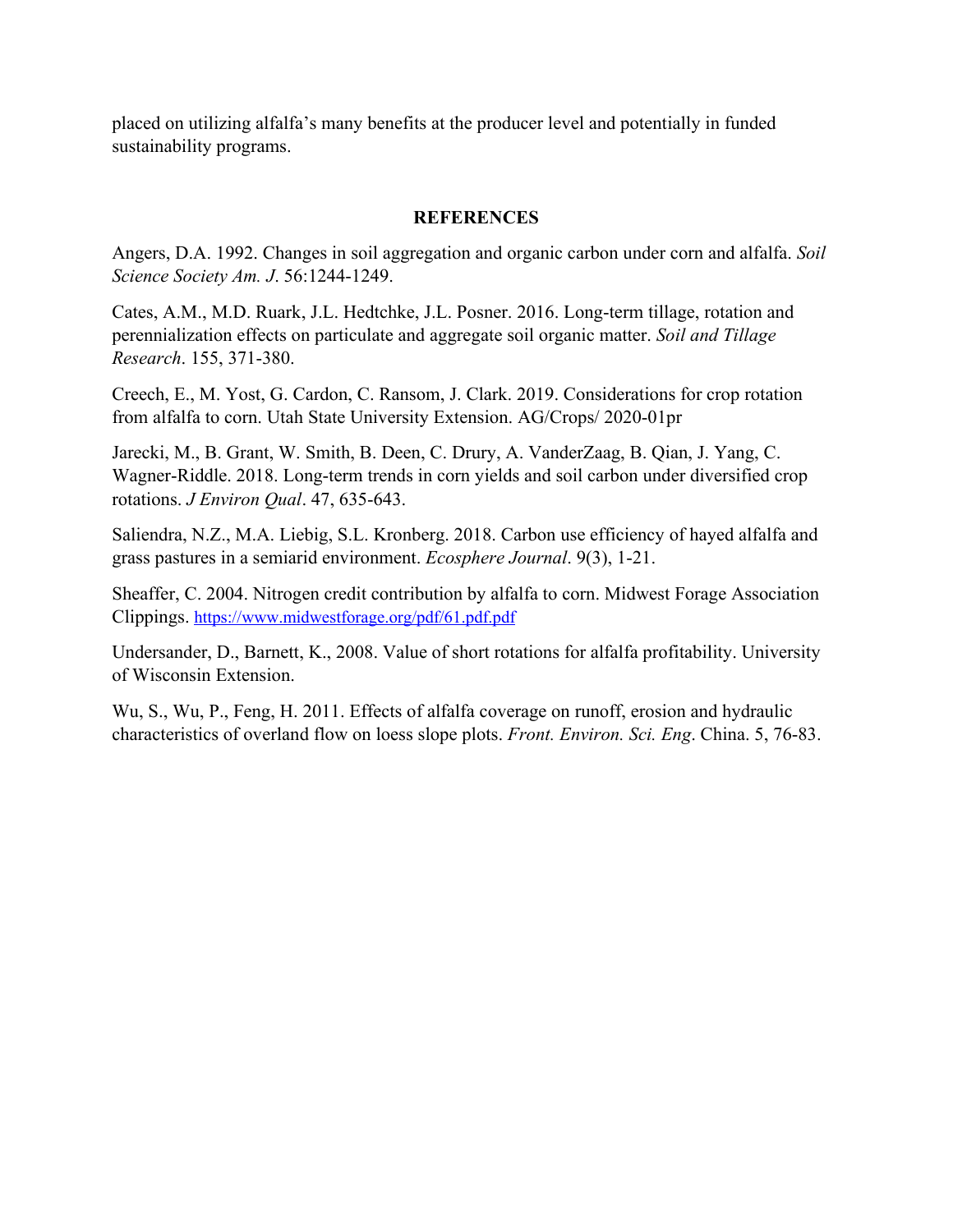placed on utilizing alfalfa's many benefits at the producer level and potentially in funded sustainability programs.

## REFERENCES

Angers, D.A. 1992. Changes in soil aggregation and organic carbon under corn and alfalfa. *Soil Science Society Am. J*. 56:1244-1249.

Cates, A.M., M.D. Ruark, J.L. Hedtchke, J.L. Posner. 2016. Long-term tillage, rotation and perennialization effects on particulate and aggregate soil organic matter. *Soil and Tillage Research*. 155, 371-380.

Creech, E., M. Yost, G. Cardon, C. Ransom, J. Clark. 2019. Considerations for crop rotation from alfalfa to corn. Utah State University Extension. AG/Crops/ 2020-01pr

Jarecki, M., B. Grant, W. Smith, B. Deen, C. Drury, A. VanderZaag, B. Qian, J. Yang, C. Wagner-Riddle. 2018. Long-term trends in corn yields and soil carbon under diversified crop rotations. *J Environ Qual*. 47, 635-643.

Saliendra, N.Z., M.A. Liebig, S.L. Kronberg. 2018. Carbon use efficiency of hayed alfalfa and grass pastures in a semiarid environment. *Ecosphere Journal*. 9(3), 1-21.

Sheaffer, C. 2004. Nitrogen credit contribution by alfalfa to corn. Midwest Forage Association Clippings. https://www.midwestforage.org/pdf/61.pdf.pdf

Undersander, D., Barnett, K., 2008. Value of short rotations for alfalfa profitability. University of Wisconsin Extension.

Wu, S., Wu, P., Feng, H. 2011. Effects of alfalfa coverage on runoff, erosion and hydraulic characteristics of overland flow on loess slope plots. *Front. Environ. Sci. Eng*. China. 5, 76-83.